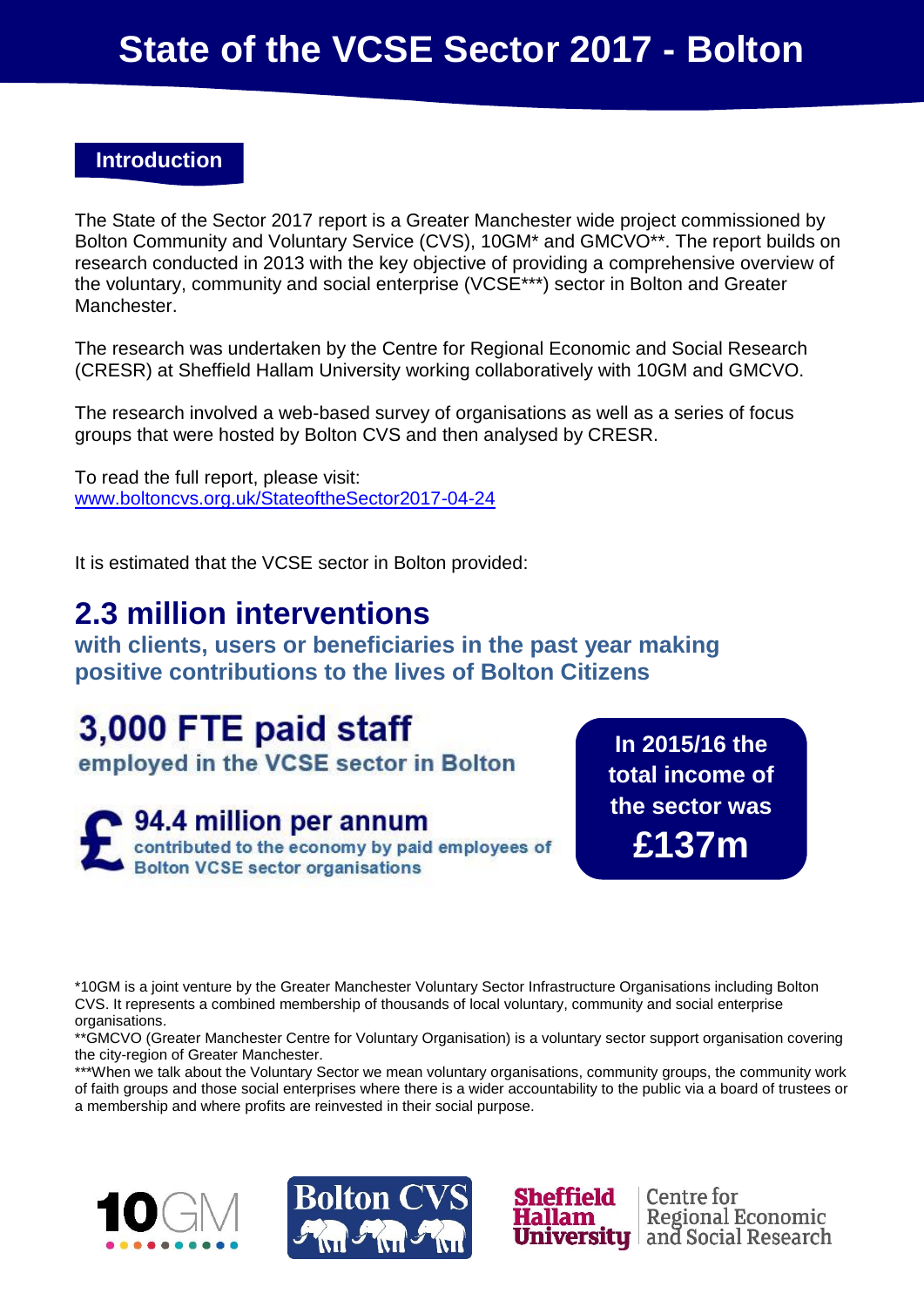# State of the VCSE Sector 2017 - Bolton

## Introduction

The State of the Sector 2017 report is a Greater Manchester wide project commissioned by Bolton Community and Voluntary Service (CVS), 10GM* and GMCVO**. The report builds on research conducted in 2013 with the key objective of providing a comprehensive overview of the voluntary, community and social enterprise (VCSE***) sector in Bolton and Greater Manchester.

The research was undertaken by the Centre for Regional Economic and Social Research (CRESR) at Sheffield Hallam University working collaboratively with 10GM and GMCVO.

The research involved a web-based survey of organisations as well as a series of focus groups that were hosted by Bolton CVS and then analysed by CRESR.

To read the full report, please visit:
[www.boltoncvs.org.uk/StateoftheSector2017-04-24](http://www.boltoncvs.org.uk/StateoftheSector2017-04-24)

It is estimated that the VCSE sector in Bolton provided:

## 2.3 million interventions

**with clients, users or beneficiaries in the past year making positive contributions to the lives of Bolton Citizens**

## 3,000 FTE paid staff

**employed in the VCSE sector in Bolton**

## £ 94.4 million per annum

**contributed to the economy by paid employees of Bolton VCSE sector organisations**

**In 2015/16 the total income of the sector was**

## £137m

*10GM is a joint venture by the Greater Manchester Voluntary Sector Infrastructure Organisations including Bolton CVS. It represents a combined membership of thousands of local voluntary, community and social enterprise organisations.

**GMCVO (Greater Manchester Centre for Voluntary Organisation) is a voluntary sector support organisation covering the city-region of Greater Manchester.

***When we talk about the Voluntary Sector we mean voluntary organisations, community groups, the community work of faith groups and those social enterprises where there is a wider accountability to the public via a board of trustees or a membership and where profits are reinvested in their social purpose.

10GM | Bolton CVS | Sheffield Hallam University – Centre for Regional Economic and Social Research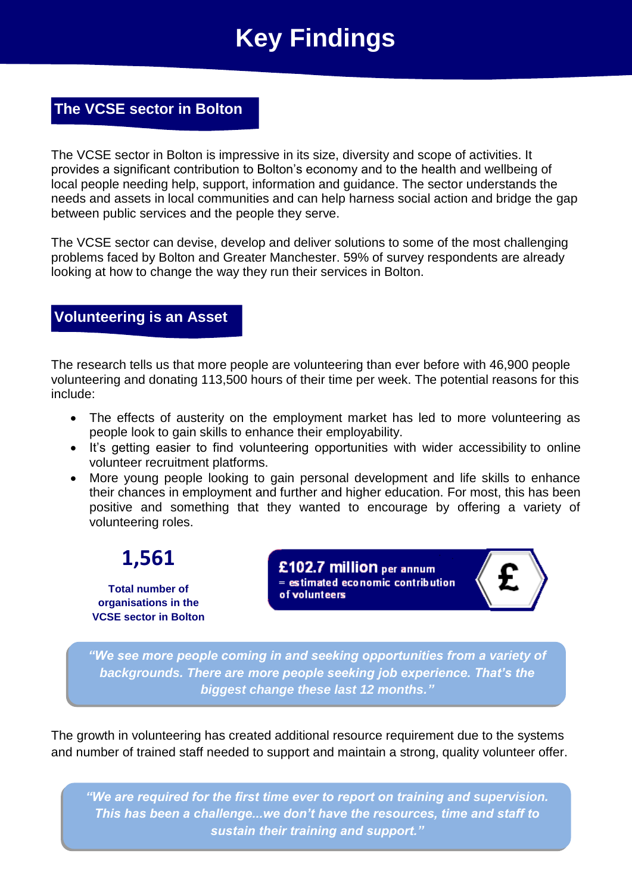# Key Findings

## The VCSE sector in Bolton

The VCSE sector in Bolton is impressive in its size, diversity and scope of activities. It provides a significant contribution to Bolton's economy and to the health and wellbeing of local people needing help, support, information and guidance. The sector understands the needs and assets in local communities and can help harness social action and bridge the gap between public services and the people they serve.

The VCSE sector can devise, develop and deliver solutions to some of the most challenging problems faced by Bolton and Greater Manchester. 59% of survey respondents are already looking at how to change the way they run their services in Bolton.

## Volunteering is an Asset

The research tells us that more people are volunteering than ever before with 46,900 people volunteering and donating 113,500 hours of their time per week. The potential reasons for this include:

- The effects of austerity on the employment market has led to more volunteering as people look to gain skills to enhance their employability.
- It's getting easier to find volunteering opportunities with wider accessibility to online volunteer recruitment platforms.
- More young people looking to gain personal development and life skills to enhance their chances in employment and further and higher education. For most, this has been positive and something that they wanted to encourage by offering a variety of volunteering roles.

**1,561**

**Total number of organisations in the VCSE sector in Bolton**

**£102.7 million** per annum = estimated economic contribution of volunteers

***"We see more people coming in and seeking opportunities from a variety of backgrounds. There are more people seeking job experience. That's the biggest change these last 12 months."***

The growth in volunteering has created additional resource requirement due to the systems and number of trained staff needed to support and maintain a strong, quality volunteer offer.

***"We are required for the first time ever to report on training and supervision. This has been a challenge...we don't have the resources, time and staff to sustain their training and support."***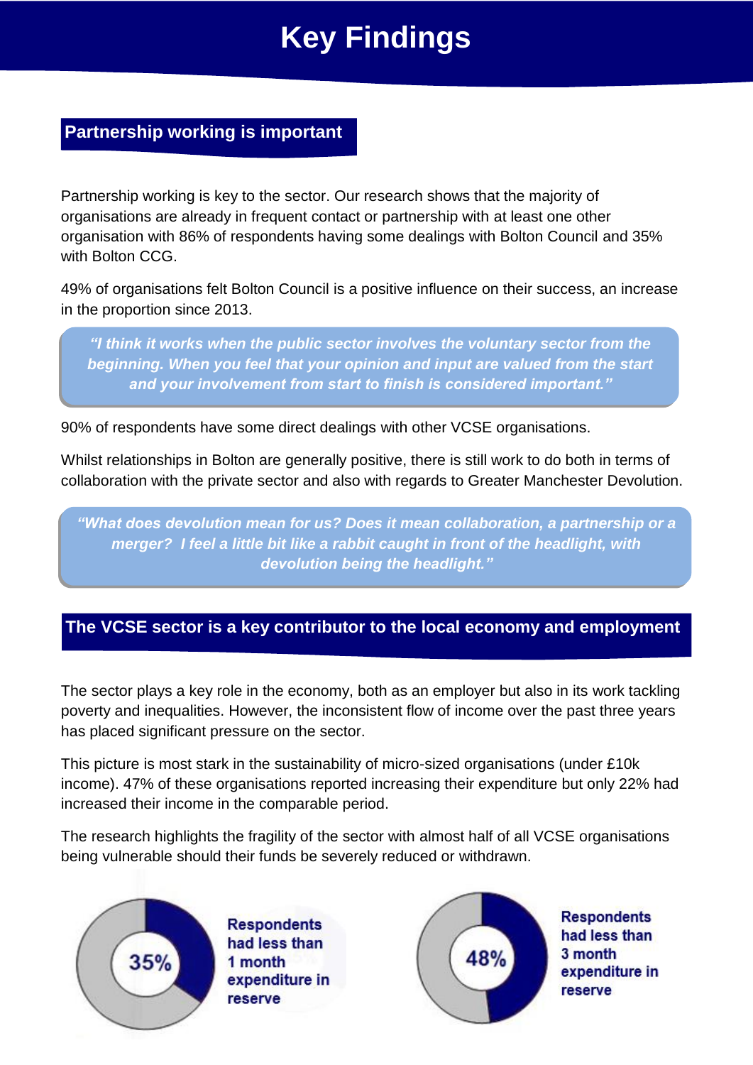# Key Findings

## Partnership working is important

Partnership working is key to the sector. Our research shows that the majority of organisations are already in frequent contact or partnership with at least one other organisation with 86% of respondents having some dealings with Bolton Council and 35% with Bolton CCG.

49% of organisations felt Bolton Council is a positive influence on their success, an increase in the proportion since 2013.

> ***"I think it works when the public sector involves the voluntary sector from the beginning. When you feel that your opinion and input are valued from the start and your involvement from start to finish is considered important."***

90% of respondents have some direct dealings with other VCSE organisations.

Whilst relationships in Bolton are generally positive, there is still work to do both in terms of collaboration with the private sector and also with regards to Greater Manchester Devolution.

> ***"What does devolution mean for us? Does it mean collaboration, a partnership or a merger? I feel a little bit like a rabbit caught in front of the headlight, with devolution being the headlight."***

## The VCSE sector is a key contributor to the local economy and employment

The sector plays a key role in the economy, both as an employer but also in its work tackling poverty and inequalities. However, the inconsistent flow of income over the past three years has placed significant pressure on the sector.

This picture is most stark in the sustainability of micro-sized organisations (under £10k income). 47% of these organisations reported increasing their expenditure but only 22% had increased their income in the comparable period.

The research highlights the fragility of the sector with almost half of all VCSE organisations being vulnerable should their funds be severely reduced or withdrawn.

**35%** — **Respondents had less than 1 month expenditure in reserve**

**48%** — **Respondents had less than 3 month expenditure in reserve**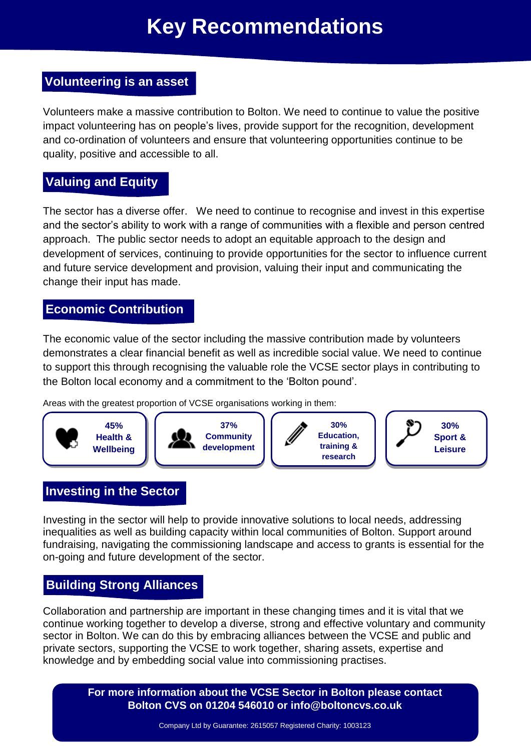# Key Recommendations

## Volunteering is an asset

Volunteers make a massive contribution to Bolton. We need to continue to value the positive impact volunteering has on people's lives, provide support for the recognition, development and co-ordination of volunteers and ensure that volunteering opportunities continue to be quality, positive and accessible to all.

## Valuing and Equity

The sector has a diverse offer. We need to continue to recognise and invest in this expertise and the sector's ability to work with a range of communities with a flexible and person centred approach. The public sector needs to adopt an equitable approach to the design and development of services, continuing to provide opportunities for the sector to influence current and future service development and provision, valuing their input and communicating the change their input has made.

## Economic Contribution

The economic value of the sector including the massive contribution made by volunteers demonstrates a clear financial benefit as well as incredible social value. We need to continue to support this through recognising the valuable role the VCSE sector plays in contributing to the Bolton local economy and a commitment to the 'Bolton pound'.

Areas with the greatest proportion of VCSE organisations working in them:

**45%** **Health & Wellbeing**

**37%** **Community development**

**30%** **Education, training & research**

**30%** **Sport & Leisure**

## Investing in the Sector

Investing in the sector will help to provide innovative solutions to local needs, addressing inequalities as well as building capacity within local communities of Bolton. Support around fundraising, navigating the commissioning landscape and access to grants is essential for the on-going and future development of the sector.

## Building Strong Alliances

Collaboration and partnership are important in these changing times and it is vital that we continue working together to develop a diverse, strong and effective voluntary and community sector in Bolton. We can do this by embracing alliances between the VCSE and public and private sectors, supporting the VCSE to work together, sharing assets, expertise and knowledge and by embedding social value into commissioning practises.

**For more information about the VCSE Sector in Bolton please contact Bolton CVS on 01204 546010 or info@boltoncvs.co.uk**

Company Ltd by Guarantee: 2615057 Registered Charity: 1003123